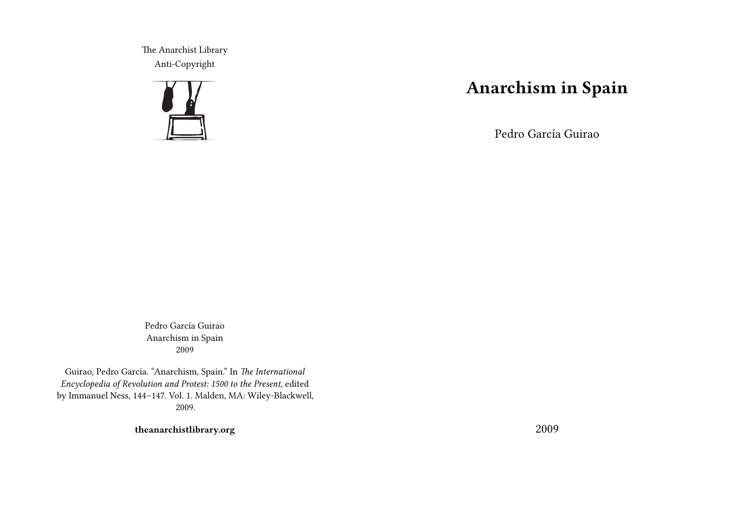The Anarchist Library
Anti-Copyright

# Anarchism in Spain

Pedro García Guirao

2009

Pedro García Guirao
Anarchism in Spain
2009

Guirao, Pedro García. "Anarchism, Spain." In *The International Encyclopedia of Revolution and Protest: 1500 to the Present*, edited by Immanuel Ness, 144–147. Vol. 1. Malden, MA: Wiley-Blackwell, 2009.

**theanarchistlibrary.org**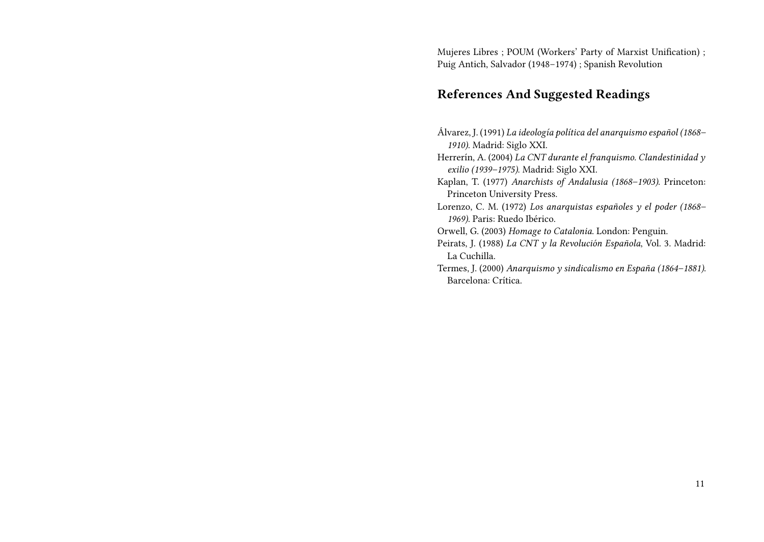Mujeres Libres ; POUM (Workers' Party of Marxist Unification) ; Puig Antich, Salvador (1948–1974) ; Spanish Revolution

## References And Suggested Readings

Álvarez, J. (1991) *La ideología política del anarquismo español (1868–1910)*. Madrid: Siglo XXI.

Herrerín, A. (2004) *La CNT durante el franquismo. Clandestinidad y exilio (1939–1975)*. Madrid: Siglo XXI.

Kaplan, T. (1977) *Anarchists of Andalusia (1868–1903)*. Princeton: Princeton University Press.

Lorenzo, C. M. (1972) *Los anarquistas españoles y el poder (1868–1969)*. Paris: Ruedo Ibérico.

Orwell, G. (2003) *Homage to Catalonia*. London: Penguin.

Peirats, J. (1988) *La CNT y la Revolución Española*, Vol. 3. Madrid: La Cuchilla.

Termes, J. (2000) *Anarquismo y sindicalismo en España (1864–1881)*. Barcelona: Crítica.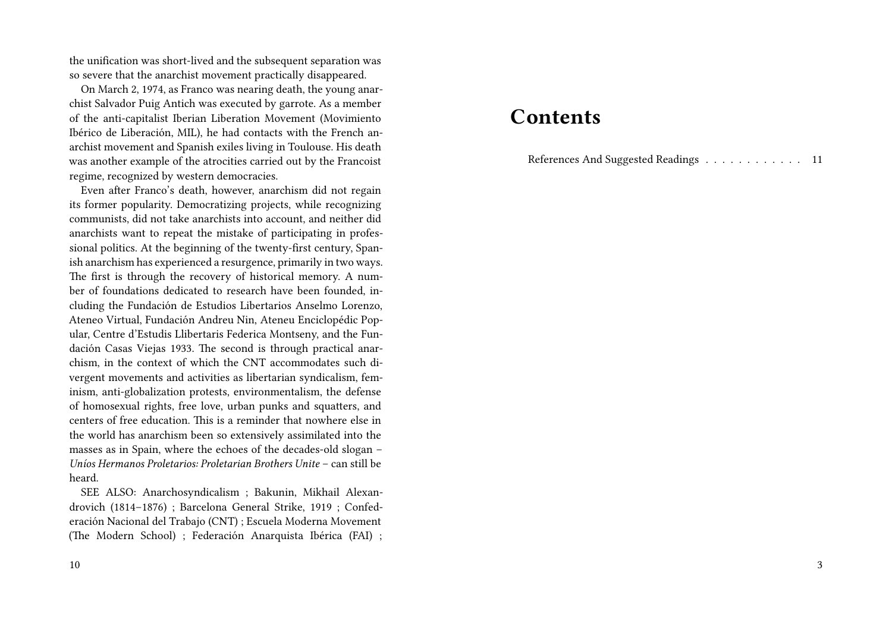the unification was short-lived and the subsequent separation was so severe that the anarchist movement practically disappeared.

On March 2, 1974, as Franco was nearing death, the young anarchist Salvador Puig Antich was executed by garrote. As a member of the anti-capitalist Iberian Liberation Movement (Movimiento Ibérico de Liberación, MIL), he had contacts with the French anarchist movement and Spanish exiles living in Toulouse. His death was another example of the atrocities carried out by the Francoist regime, recognized by western democracies.

Even after Franco's death, however, anarchism did not regain its former popularity. Democratizing projects, while recognizing communists, did not take anarchists into account, and neither did anarchists want to repeat the mistake of participating in professional politics. At the beginning of the twenty-first century, Spanish anarchism has experienced a resurgence, primarily in two ways. The first is through the recovery of historical memory. A number of foundations dedicated to research have been founded, including the Fundación de Estudios Libertarios Anselmo Lorenzo, Ateneo Virtual, Fundación Andreu Nin, Ateneu Enciclopédic Popular, Centre d'Estudis Llibertaris Federica Montseny, and the Fundación Casas Viejas 1933. The second is through practical anarchism, in the context of which the CNT accommodates such divergent movements and activities as libertarian syndicalism, feminism, anti-globalization protests, environmentalism, the defense of homosexual rights, free love, urban punks and squatters, and centers of free education. This is a reminder that nowhere else in the world has anarchism been so extensively assimilated into the masses as in Spain, where the echoes of the decades-old slogan – *Uníos Hermanos Proletarios: Proletarian Brothers Unite* – can still be heard.

SEE ALSO: Anarchosyndicalism ; Bakunin, Mikhail Alexandrovich (1814–1876) ; Barcelona General Strike, 1919 ; Confederación Nacional del Trabajo (CNT) ; Escuela Moderna Movement (The Modern School) ; Federación Anarquista Ibérica (FAI) ;

# Contents

References And Suggested Readings . . . . . . . . . . . . 11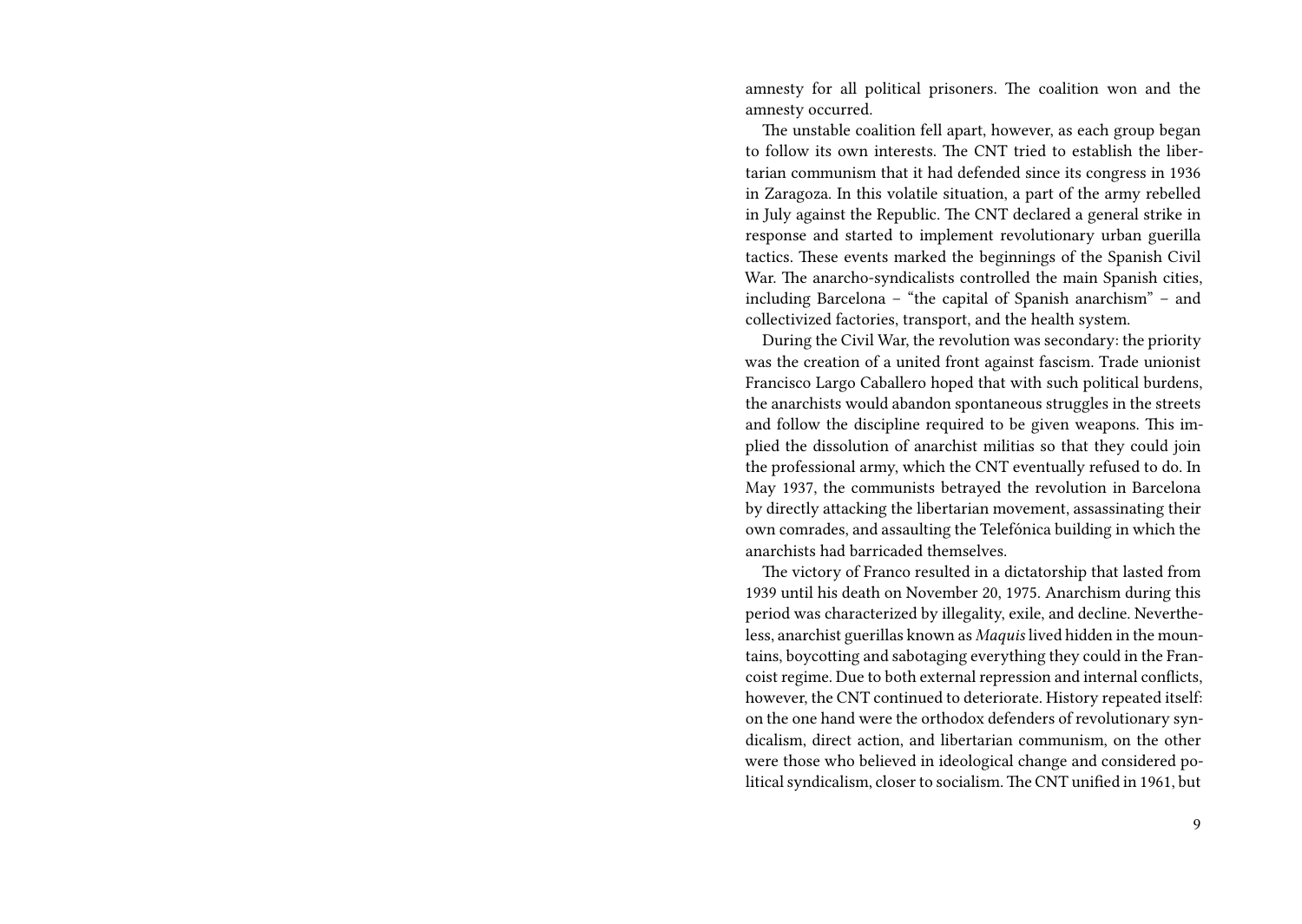amnesty for all political prisoners. The coalition won and the amnesty occurred.

The unstable coalition fell apart, however, as each group began to follow its own interests. The CNT tried to establish the libertarian communism that it had defended since its congress in 1936 in Zaragoza. In this volatile situation, a part of the army rebelled in July against the Republic. The CNT declared a general strike in response and started to implement revolutionary urban guerilla tactics. These events marked the beginnings of the Spanish Civil War. The anarcho-syndicalists controlled the main Spanish cities, including Barcelona – "the capital of Spanish anarchism" – and collectivized factories, transport, and the health system.

During the Civil War, the revolution was secondary: the priority was the creation of a united front against fascism. Trade unionist Francisco Largo Caballero hoped that with such political burdens, the anarchists would abandon spontaneous struggles in the streets and follow the discipline required to be given weapons. This implied the dissolution of anarchist militias so that they could join the professional army, which the CNT eventually refused to do. In May 1937, the communists betrayed the revolution in Barcelona by directly attacking the libertarian movement, assassinating their own comrades, and assaulting the Telefónica building in which the anarchists had barricaded themselves.

The victory of Franco resulted in a dictatorship that lasted from 1939 until his death on November 20, 1975. Anarchism during this period was characterized by illegality, exile, and decline. Nevertheless, anarchist guerillas known as *Maquis* lived hidden in the mountains, boycotting and sabotaging everything they could in the Francoist regime. Due to both external repression and internal conflicts, however, the CNT continued to deteriorate. History repeated itself: on the one hand were the orthodox defenders of revolutionary syndicalism, direct action, and libertarian communism, on the other were those who believed in ideological change and considered political syndicalism, closer to socialism. The CNT unified in 1961, but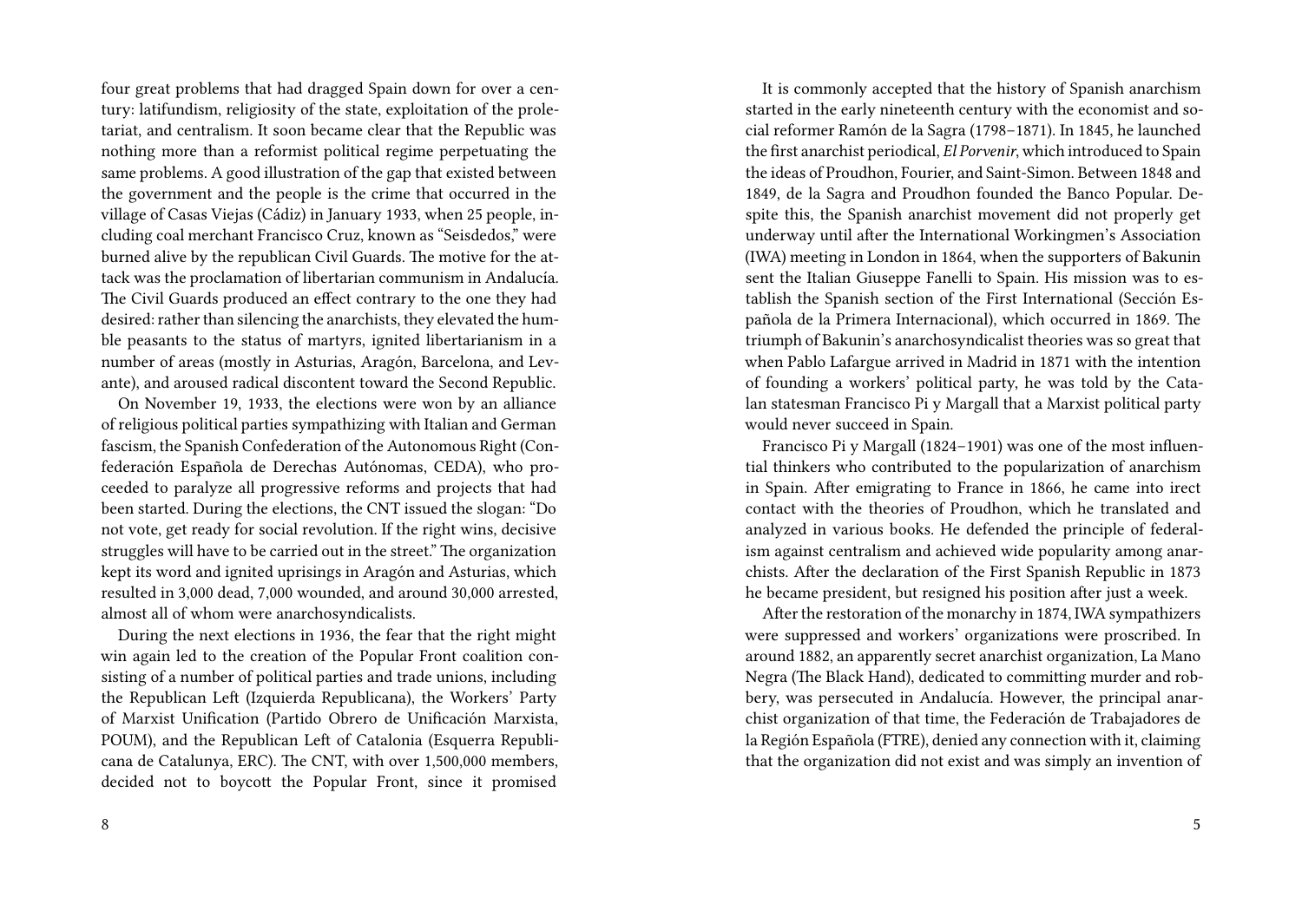four great problems that had dragged Spain down for over a century: latifundism, religiosity of the state, exploitation of the proletariat, and centralism. It soon became clear that the Republic was nothing more than a reformist political regime perpetuating the same problems. A good illustration of the gap that existed between the government and the people is the crime that occurred in the village of Casas Viejas (Cádiz) in January 1933, when 25 people, including coal merchant Francisco Cruz, known as "Seisdedos," were burned alive by the republican Civil Guards. The motive for the attack was the proclamation of libertarian communism in Andalucía. The Civil Guards produced an effect contrary to the one they had desired: rather than silencing the anarchists, they elevated the humble peasants to the status of martyrs, ignited libertarianism in a number of areas (mostly in Asturias, Aragón, Barcelona, and Levante), and aroused radical discontent toward the Second Republic.

On November 19, 1933, the elections were won by an alliance of religious political parties sympathizing with Italian and German fascism, the Spanish Confederation of the Autonomous Right (Confederación Española de Derechas Autónomas, CEDA), who proceeded to paralyze all progressive reforms and projects that had been started. During the elections, the CNT issued the slogan: "Do not vote, get ready for social revolution. If the right wins, decisive struggles will have to be carried out in the street." The organization kept its word and ignited uprisings in Aragón and Asturias, which resulted in 3,000 dead, 7,000 wounded, and around 30,000 arrested, almost all of whom were anarchosyndicalists.

During the next elections in 1936, the fear that the right might win again led to the creation of the Popular Front coalition consisting of a number of political parties and trade unions, including the Republican Left (Izquierda Republicana), the Workers' Party of Marxist Unification (Partido Obrero de Unificación Marxista, POUM), and the Republican Left of Catalonia (Esquerra Republicana de Catalunya, ERC). The CNT, with over 1,500,000 members, decided not to boycott the Popular Front, since it promised

It is commonly accepted that the history of Spanish anarchism started in the early nineteenth century with the economist and social reformer Ramón de la Sagra (1798–1871). In 1845, he launched the first anarchist periodical, *El Porvenir*, which introduced to Spain the ideas of Proudhon, Fourier, and Saint-Simon. Between 1848 and 1849, de la Sagra and Proudhon founded the Banco Popular. Despite this, the Spanish anarchist movement did not properly get underway until after the International Workingmen's Association (IWA) meeting in London in 1864, when the supporters of Bakunin sent the Italian Giuseppe Fanelli to Spain. His mission was to establish the Spanish section of the First International (Sección Española de la Primera Internacional), which occurred in 1869. The triumph of Bakunin's anarchosyndicalist theories was so great that when Pablo Lafargue arrived in Madrid in 1871 with the intention of founding a workers' political party, he was told by the Catalan statesman Francisco Pi y Margall that a Marxist political party would never succeed in Spain.

Francisco Pi y Margall (1824–1901) was one of the most influential thinkers who contributed to the popularization of anarchism in Spain. After emigrating to France in 1866, he came into irect contact with the theories of Proudhon, which he translated and analyzed in various books. He defended the principle of federalism against centralism and achieved wide popularity among anarchists. After the declaration of the First Spanish Republic in 1873 he became president, but resigned his position after just a week.

After the restoration of the monarchy in 1874, IWA sympathizers were suppressed and workers' organizations were proscribed. In around 1882, an apparently secret anarchist organization, La Mano Negra (The Black Hand), dedicated to committing murder and robbery, was persecuted in Andalucía. However, the principal anarchist organization of that time, the Federación de Trabajadores de la Región Española (FTRE), denied any connection with it, claiming that the organization did not exist and was simply an invention of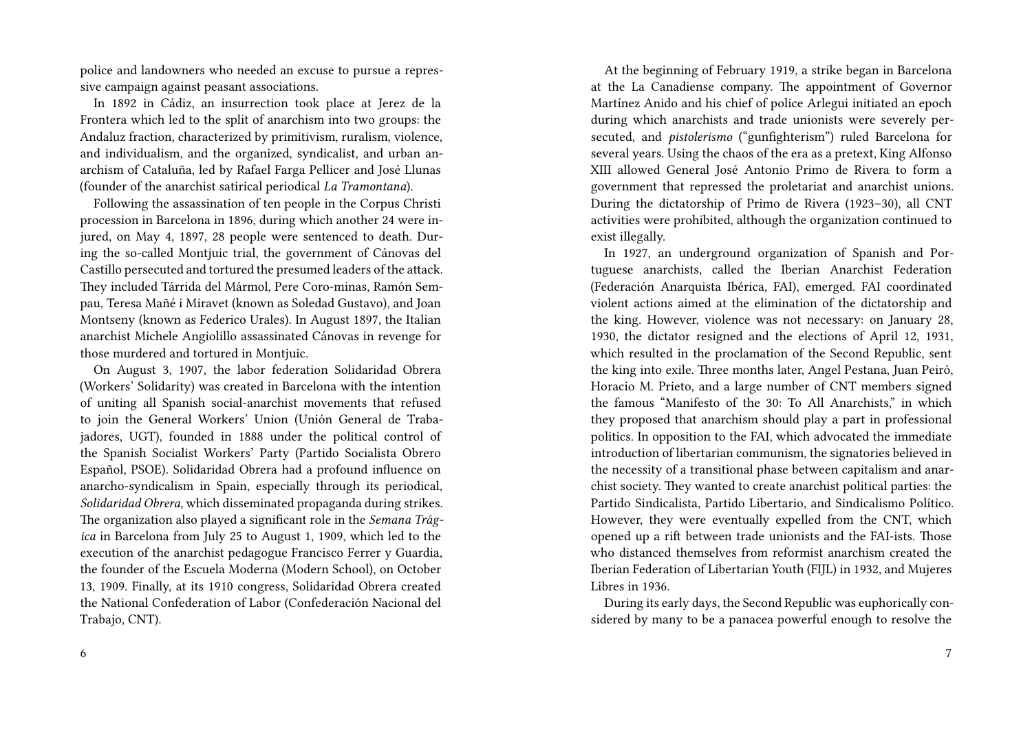police and landowners who needed an excuse to pursue a repressive campaign against peasant associations.

In 1892 in Cádiz, an insurrection took place at Jerez de la Frontera which led to the split of anarchism into two groups: the Andaluz fraction, characterized by primitivism, ruralism, violence, and individualism, and the organized, syndicalist, and urban anarchism of Cataluña, led by Rafael Farga Pellicer and José Llunas (founder of the anarchist satirical periodical *La Tramontana*).

Following the assassination of ten people in the Corpus Christi procession in Barcelona in 1896, during which another 24 were injured, on May 4, 1897, 28 people were sentenced to death. During the so-called Montjuic trial, the government of Cánovas del Castillo persecuted and tortured the presumed leaders of the attack. They included Tárrida del Mármol, Pere Coro-minas, Ramón Sempau, Teresa Mañé i Miravet (known as Soledad Gustavo), and Joan Montseny (known as Federico Urales). In August 1897, the Italian anarchist Michele Angiolillo assassinated Cánovas in revenge for those murdered and tortured in Montjuic.

On August 3, 1907, the labor federation Solidaridad Obrera (Workers' Solidarity) was created in Barcelona with the intention of uniting all Spanish social-anarchist movements that refused to join the General Workers' Union (Unión General de Trabajadores, UGT), founded in 1888 under the political control of the Spanish Socialist Workers' Party (Partido Socialista Obrero Español, PSOE). Solidaridad Obrera had a profound influence on anarcho-syndicalism in Spain, especially through its periodical, *Solidaridad Obrera*, which disseminated propaganda during strikes. The organization also played a significant role in the *Semana Trágica* in Barcelona from July 25 to August 1, 1909, which led to the execution of the anarchist pedagogue Francisco Ferrer y Guardia, the founder of the Escuela Moderna (Modern School), on October 13, 1909. Finally, at its 1910 congress, Solidaridad Obrera created the National Confederation of Labor (Confederación Nacional del Trabajo, CNT).

At the beginning of February 1919, a strike began in Barcelona at the La Canadiense company. The appointment of Governor Martínez Anido and his chief of police Arlegui initiated an epoch during which anarchists and trade unionists were severely persecuted, and *pistolerismo* ("gunfighterism") ruled Barcelona for several years. Using the chaos of the era as a pretext, King Alfonso XIII allowed General José Antonio Primo de Rivera to form a government that repressed the proletariat and anarchist unions. During the dictatorship of Primo de Rivera (1923–30), all CNT activities were prohibited, although the organization continued to exist illegally.

In 1927, an underground organization of Spanish and Portuguese anarchists, called the Iberian Anarchist Federation (Federación Anarquista Ibérica, FAI), emerged. FAI coordinated violent actions aimed at the elimination of the dictatorship and the king. However, violence was not necessary: on January 28, 1930, the dictator resigned and the elections of April 12, 1931, which resulted in the proclamation of the Second Republic, sent the king into exile. Three months later, Angel Pestana, Juan Peiró, Horacio M. Prieto, and a large number of CNT members signed the famous "Manifesto of the 30: To All Anarchists," in which they proposed that anarchism should play a part in professional politics. In opposition to the FAI, which advocated the immediate introduction of libertarian communism, the signatories believed in the necessity of a transitional phase between capitalism and anarchist society. They wanted to create anarchist political parties: the Partido Sindicalista, Partido Libertario, and Sindicalismo Político. However, they were eventually expelled from the CNT, which opened up a rift between trade unionists and the FAI-ists. Those who distanced themselves from reformist anarchism created the Iberian Federation of Libertarian Youth (FIJL) in 1932, and Mujeres Libres in 1936.

During its early days, the Second Republic was euphorically considered by many to be a panacea powerful enough to resolve the